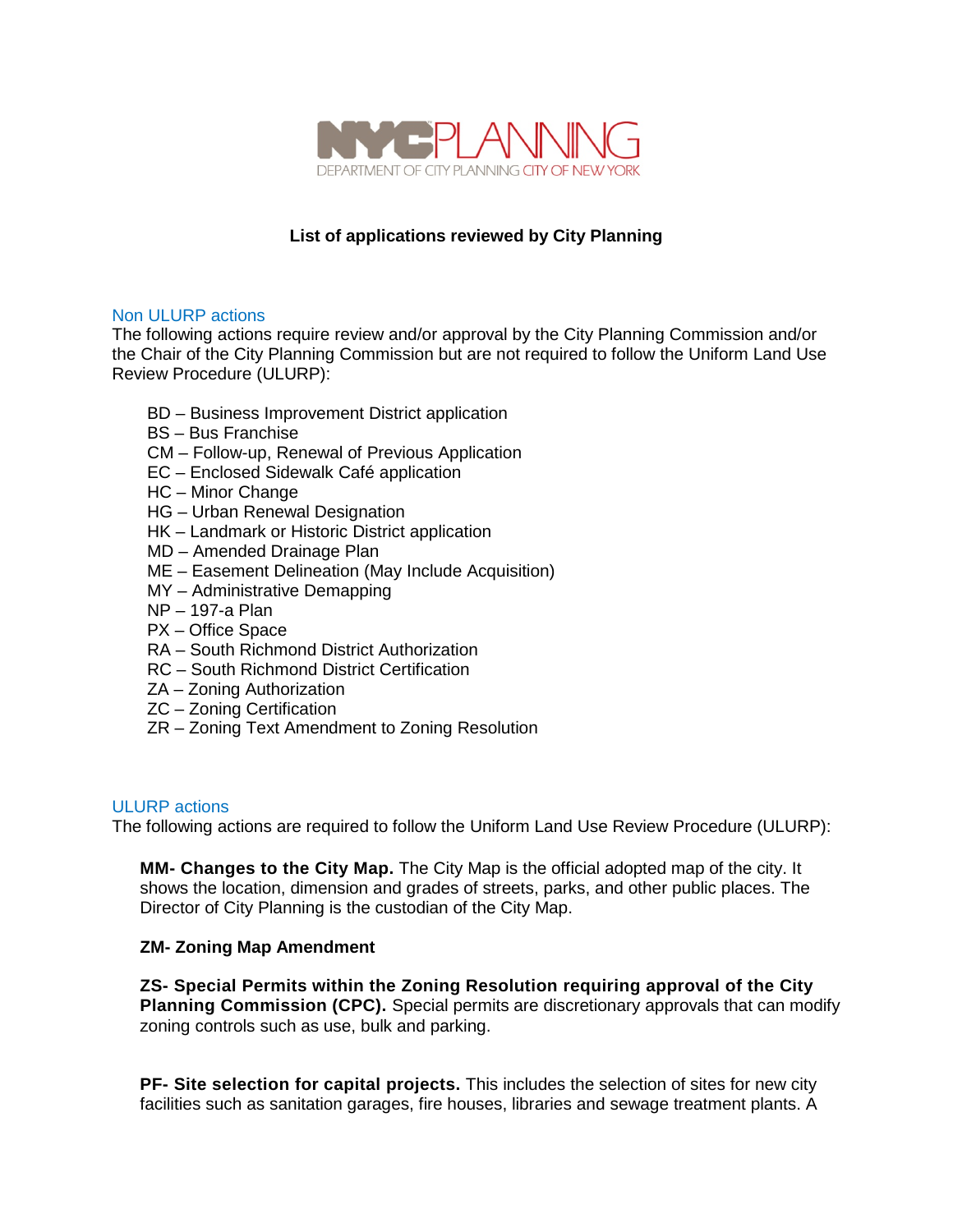NYC PLANNING
DEPARTMENT OF CITY PLANNING CITY OF NEW YORK

# List of applications reviewed by City Planning

## Non ULURP actions

The following actions require review and/or approval by the City Planning Commission and/or the Chair of the City Planning Commission but are not required to follow the Uniform Land Use Review Procedure (ULURP):

- BD – Business Improvement District application
- BS – Bus Franchise
- CM – Follow-up, Renewal of Previous Application
- EC – Enclosed Sidewalk Café application
- HC – Minor Change
- HG – Urban Renewal Designation
- HK – Landmark or Historic District application
- MD – Amended Drainage Plan
- ME – Easement Delineation (May Include Acquisition)
- MY – Administrative Demapping
- NP – 197-a Plan
- PX – Office Space
- RA – South Richmond District Authorization
- RC – South Richmond District Certification
- ZA – Zoning Authorization
- ZC – Zoning Certification
- ZR – Zoning Text Amendment to Zoning Resolution

## ULURP actions

The following actions are required to follow the Uniform Land Use Review Procedure (ULURP):

**MM- Changes to the City Map.** The City Map is the official adopted map of the city. It shows the location, dimension and grades of streets, parks, and other public places. The Director of City Planning is the custodian of the City Map.

**ZM- Zoning Map Amendment**

**ZS- Special Permits within the Zoning Resolution requiring approval of the City Planning Commission (CPC).** Special permits are discretionary approvals that can modify zoning controls such as use, bulk and parking.

**PF- Site selection for capital projects.** This includes the selection of sites for new city facilities such as sanitation garages, fire houses, libraries and sewage treatment plants. A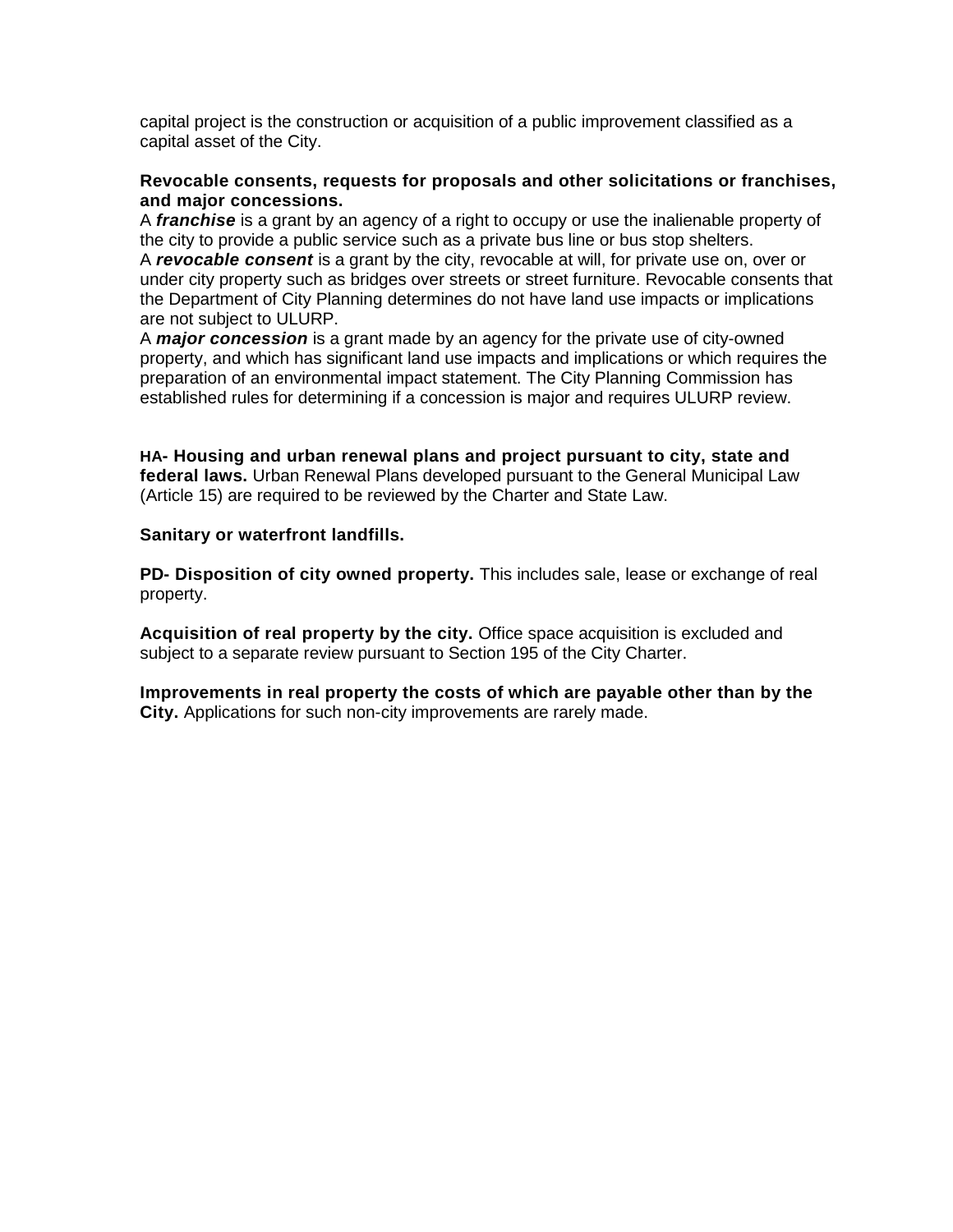capital project is the construction or acquisition of a public improvement classified as a capital asset of the City.

**Revocable consents, requests for proposals and other solicitations or franchises, and major concessions.**
A ***franchise*** is a grant by an agency of a right to occupy or use the inalienable property of the city to provide a public service such as a private bus line or bus stop shelters.
A ***revocable consent*** is a grant by the city, revocable at will, for private use on, over or under city property such as bridges over streets or street furniture. Revocable consents that the Department of City Planning determines do not have land use impacts or implications are not subject to ULURP.
A ***major concession*** is a grant made by an agency for the private use of city-owned property, and which has significant land use impacts and implications or which requires the preparation of an environmental impact statement. The City Planning Commission has established rules for determining if a concession is major and requires ULURP review.

**HA- Housing and urban renewal plans and project pursuant to city, state and federal laws.** Urban Renewal Plans developed pursuant to the General Municipal Law (Article 15) are required to be reviewed by the Charter and State Law.

**Sanitary or waterfront landfills.**

**PD- Disposition of city owned property.** This includes sale, lease or exchange of real property.

**Acquisition of real property by the city.** Office space acquisition is excluded and subject to a separate review pursuant to Section 195 of the City Charter.

**Improvements in real property the costs of which are payable other than by the City.** Applications for such non-city improvements are rarely made.